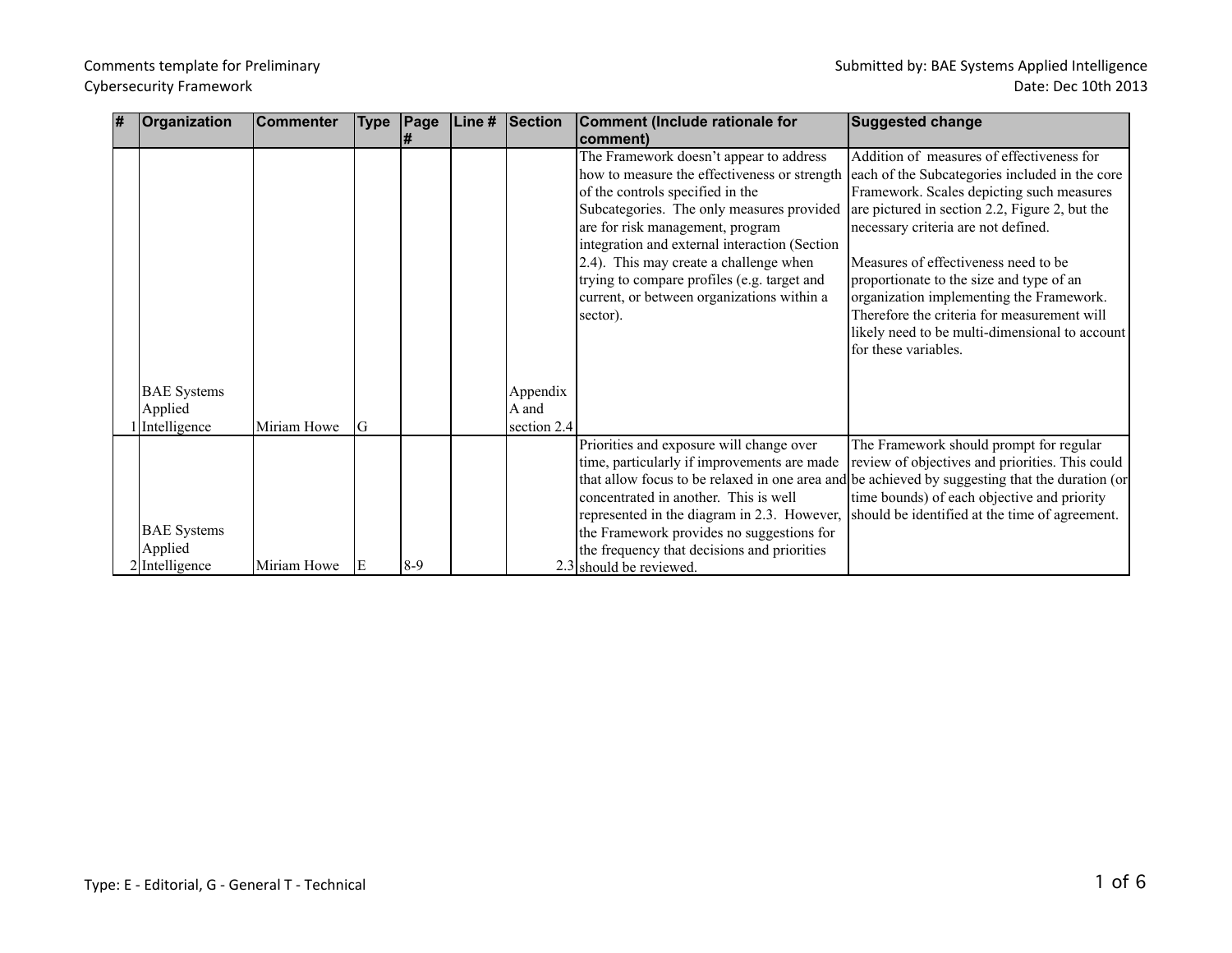Comments template for Preliminary Cybersecurity Framework

Submitted by: BAE Systems Applied Intelligence
Date: Dec 10th 2013

| # | Organization | Commenter | Type | Page # | Line # | Section | Comment (Include rationale for comment) | Suggested change |
|---|---|---|---|---|---|---|---|---|
| 1 | BAE Systems Applied Intelligence | Miriam Howe | G | | | Appendix A and section 2.4 | The Framework doesn't appear to address how to measure the effectiveness or strength of the controls specified in the Subcategories. The only measures provided are for risk management, program integration and external interaction (Section 2.4). This may create a challenge when trying to compare profiles (e.g. target and current, or between organizations within a sector). | Addition of measures of effectiveness for each of the Subcategories included in the core Framework. Scales depicting such measures are pictured in section 2.2, Figure 2, but the necessary criteria are not defined.<br><br>Measures of effectiveness need to be proportionate to the size and type of an organization implementing the Framework. Therefore the criteria for measurement will likely need to be multi-dimensional to account for these variables. |
| 2 | BAE Systems Applied Intelligence | Miriam Howe | E | 8-9 | | 2.3 | Priorities and exposure will change over time, particularly if improvements are made that allow focus to be relaxed in one area and concentrated in another. This is well represented in the diagram in 2.3. However, the Framework provides no suggestions for the frequency that decisions and priorities should be reviewed. | The Framework should prompt for regular review of objectives and priorities. This could be achieved by suggesting that the duration (or time bounds) of each objective and priority should be identified at the time of agreement. |

Type: E - Editorial, G - General T - Technical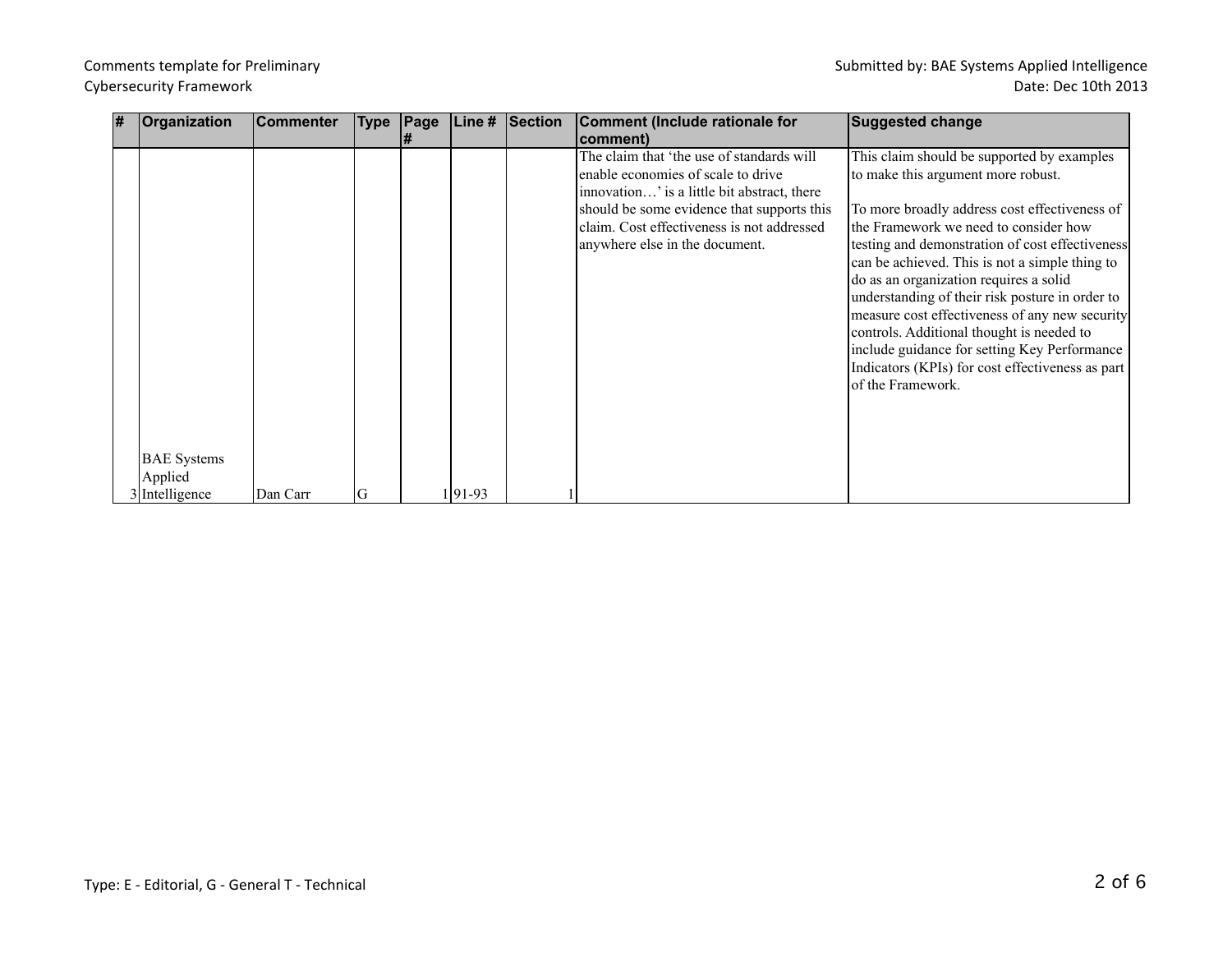| # | Organization | Commenter | Type | Page # | Line # | Section | Comment (Include rationale for comment) | Suggested change |
|---|---|---|---|---|---|---|---|---|
| 3 | BAE Systems Applied Intelligence | Dan Carr | G | 1 | 91-93 | 1 | The claim that 'the use of standards will enable economies of scale to drive innovation…' is a little bit abstract, there should be some evidence that supports this claim. Cost effectiveness is not addressed anywhere else in the document. | This claim should be supported by examples to make this argument more robust.<br><br>To more broadly address cost effectiveness of the Framework we need to consider how testing and demonstration of cost effectiveness can be achieved. This is not a simple thing to do as an organization requires a solid understanding of their risk posture in order to measure cost effectiveness of any new security controls. Additional thought is needed to include guidance for setting Key Performance Indicators (KPIs) for cost effectiveness as part of the Framework. |

Type: E - Editorial, G - General T - Technical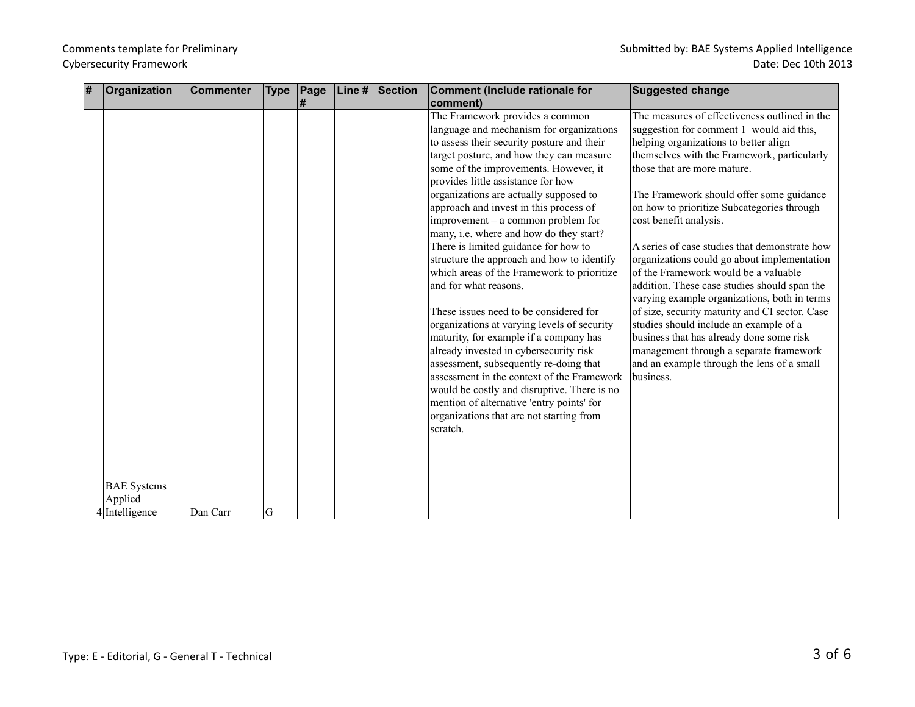| # | Organization | Commenter | Type | Page # | Line # | Section | Comment (Include rationale for comment) | Suggested change |
|---|---|---|---|---|---|---|---|---|
| 4 | BAE Systems Applied Intelligence | Dan Carr | G | | | | The Framework provides a common language and mechanism for organizations to assess their security posture and their target posture, and how they can measure some of the improvements. However, it provides little assistance for how organizations are actually supposed to approach and invest in this process of improvement – a common problem for many, i.e. where and how do they start? There is limited guidance for how to structure the approach and how to identify which areas of the Framework to prioritize and for what reasons.<br><br>These issues need to be considered for organizations at varying levels of security maturity, for example if a company has already invested in cybersecurity risk assessment, subsequently re-doing that assessment in the context of the Framework would be costly and disruptive. There is no mention of alternative 'entry points' for organizations that are not starting from scratch. | The measures of effectiveness outlined in the suggestion for comment 1 would aid this, helping organizations to better align themselves with the Framework, particularly those that are more mature.<br><br>The Framework should offer some guidance on how to prioritize Subcategories through cost benefit analysis.<br><br>A series of case studies that demonstrate how organizations could go about implementation of the Framework would be a valuable addition. These case studies should span the varying example organizations, both in terms of size, security maturity and CI sector. Case studies should include an example of a business that has already done some risk management through a separate framework and an example through the lens of a small business. |

Type: E - Editorial, G - General T - Technical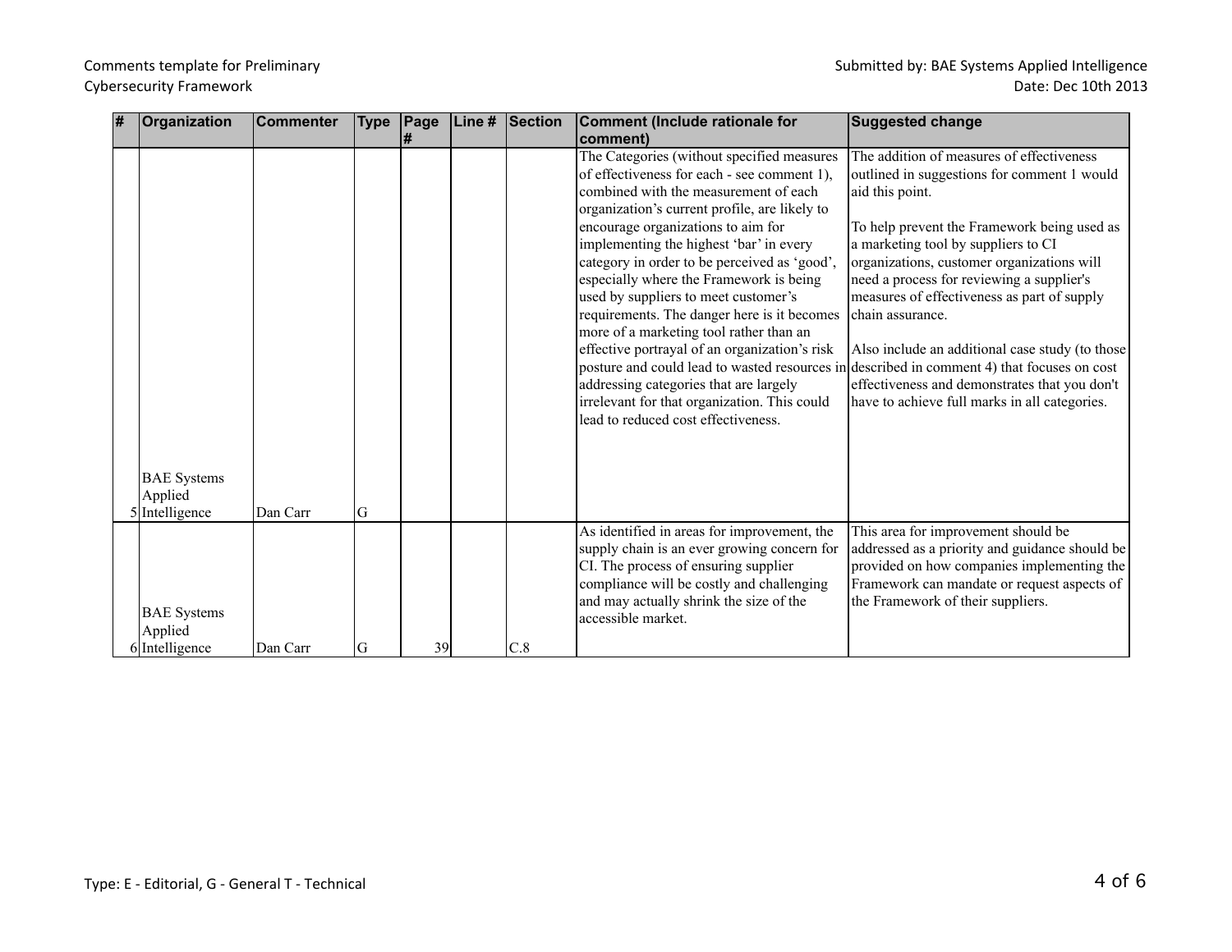| # | Organization | Commenter | Type | Page # | Line # | Section | Comment (Include rationale for comment) | Suggested change |
|---|---|---|---|---|---|---|---|---|
| 5 | BAE Systems Applied Intelligence | Dan Carr | G | | | | The Categories (without specified measures of effectiveness for each - see comment 1), combined with the measurement of each organization's current profile, are likely to encourage organizations to aim for implementing the highest 'bar' in every category in order to be perceived as 'good', especially where the Framework is being used by suppliers to meet customer's requirements. The danger here is it becomes more of a marketing tool rather than an effective portrayal of an organization's risk posture and could lead to wasted resources in addressing categories that are largely irrelevant for that organization. This could lead to reduced cost effectiveness. | The addition of measures of effectiveness outlined in suggestions for comment 1 would aid this point.<br><br>To help prevent the Framework being used as a marketing tool by suppliers to CI organizations, customer organizations will need a process for reviewing a supplier's measures of effectiveness as part of supply chain assurance.<br><br>Also include an additional case study (to those described in comment 4) that focuses on cost effectiveness and demonstrates that you don't have to achieve full marks in all categories. |
| 6 | BAE Systems Applied Intelligence | Dan Carr | G | 39 | | C.8 | As identified in areas for improvement, the supply chain is an ever growing concern for CI. The process of ensuring supplier compliance will be costly and challenging and may actually shrink the size of the accessible market. | This area for improvement should be addressed as a priority and guidance should be provided on how companies implementing the Framework can mandate or request aspects of the Framework of their suppliers. |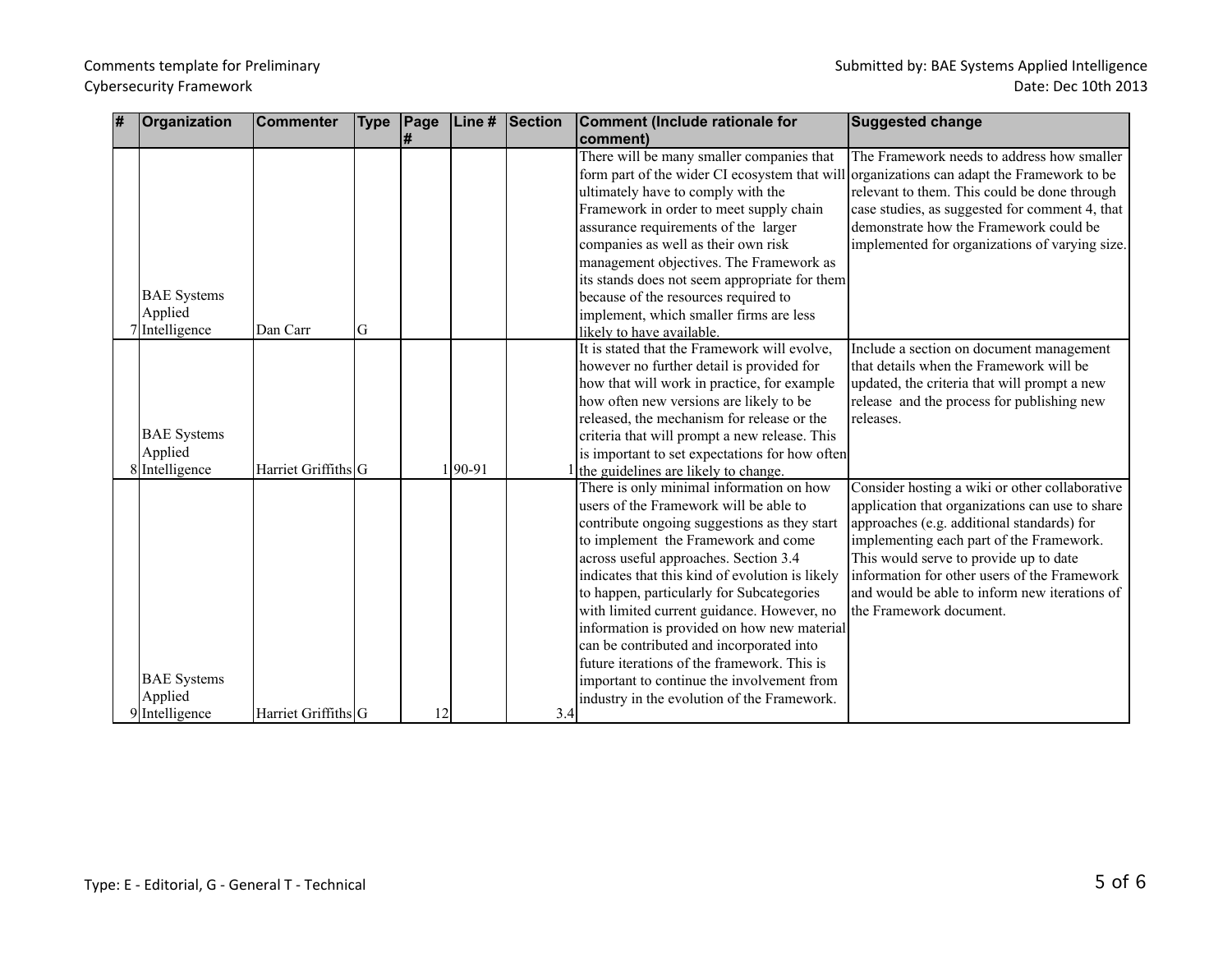| # | Organization | Commenter | Type | Page # | Line # | Section | Comment (Include rationale for comment) | Suggested change |
|---|---|---|---|---|---|---|---|---|
| 7 | BAE Systems Applied Intelligence | Dan Carr | G | | | | There will be many smaller companies that form part of the wider CI ecosystem that will ultimately have to comply with the Framework in order to meet supply chain assurance requirements of the larger companies as well as their own risk management objectives. The Framework as its stands does not seem appropriate for them because of the resources required to implement, which smaller firms are less likely to have available. | The Framework needs to address how smaller organizations can adapt the Framework to be relevant to them. This could be done through case studies, as suggested for comment 4, that demonstrate how the Framework could be implemented for organizations of varying size. |
| 8 | BAE Systems Applied Intelligence | Harriet Griffiths | G | 1 | 90-91 | 1 | It is stated that the Framework will evolve, however no further detail is provided for how that will work in practice, for example how often new versions are likely to be released, the mechanism for release or the criteria that will prompt a new release. This is important to set expectations for how often the guidelines are likely to change. | Include a section on document management that details when the Framework will be updated, the criteria that will prompt a new release and the process for publishing new releases. |
| 9 | BAE Systems Applied Intelligence | Harriet Griffiths | G | 12 | | 3.4 | There is only minimal information on how users of the Framework will be able to contribute ongoing suggestions as they start to implement the Framework and come across useful approaches. Section 3.4 indicates that this kind of evolution is likely to happen, particularly for Subcategories with limited current guidance. However, no information is provided on how new material can be contributed and incorporated into future iterations of the framework. This is important to continue the involvement from industry in the evolution of the Framework. | Consider hosting a wiki or other collaborative application that organizations can use to share approaches (e.g. additional standards) for implementing each part of the Framework. This would serve to provide up to date information for other users of the Framework and would be able to inform new iterations of the Framework document. |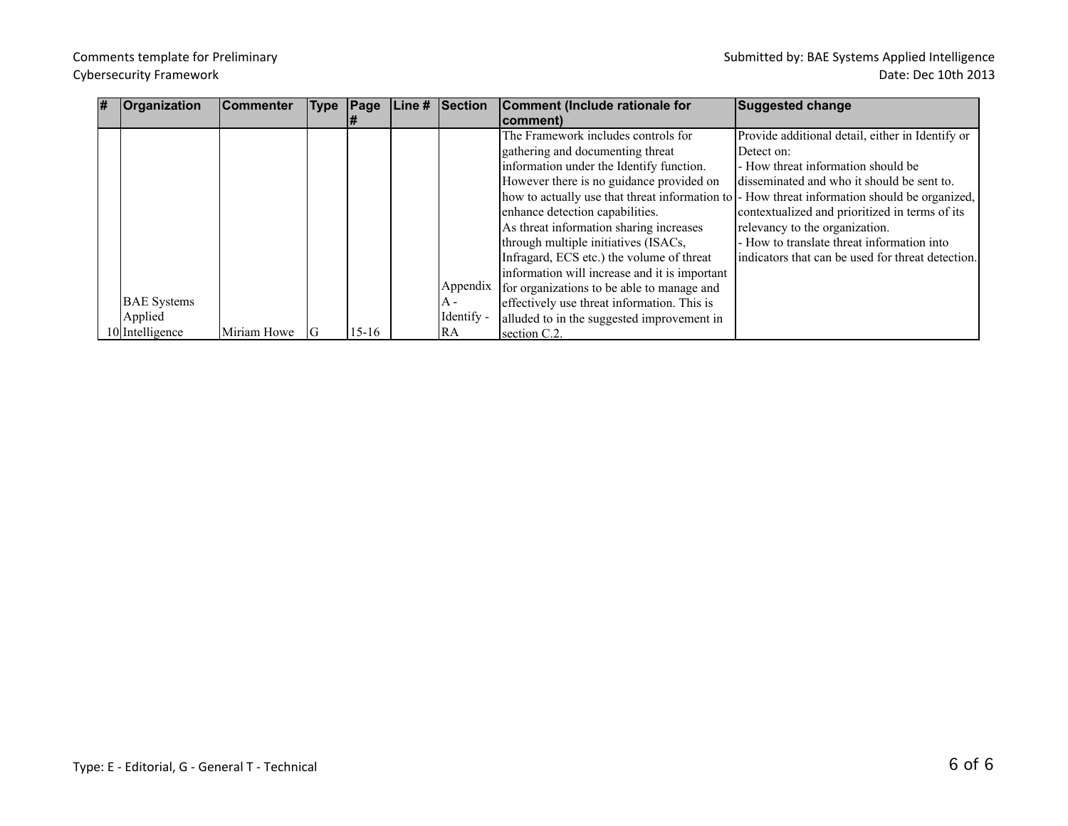| # | Organization | Commenter | Type | Page # | Line # | Section | Comment (Include rationale for comment) | Suggested change |
|---|---|---|---|---|---|---|---|---|
| 10 | BAE Systems Applied Intelligence | Miriam Howe | G | 15-16 | | Appendix A - Identify - RA | The Framework includes controls for gathering and documenting threat information under the Identify function. However there is no guidance provided on how to actually use that threat information to enhance detection capabilities. As threat information sharing increases through multiple initiatives (ISACs, Infragard, ECS etc.) the volume of threat information will increase and it is important for organizations to be able to manage and effectively use threat information. This is alluded to in the suggested improvement in section C.2. | Provide additional detail, either in Identify or Detect on:<br>- How threat information should be disseminated and who it should be sent to.<br>- How threat information should be organized, contextualized and prioritized in terms of its relevancy to the organization.<br>- How to translate threat information into indicators that can be used for threat detection. |

Type: E - Editorial, G - General T - Technical